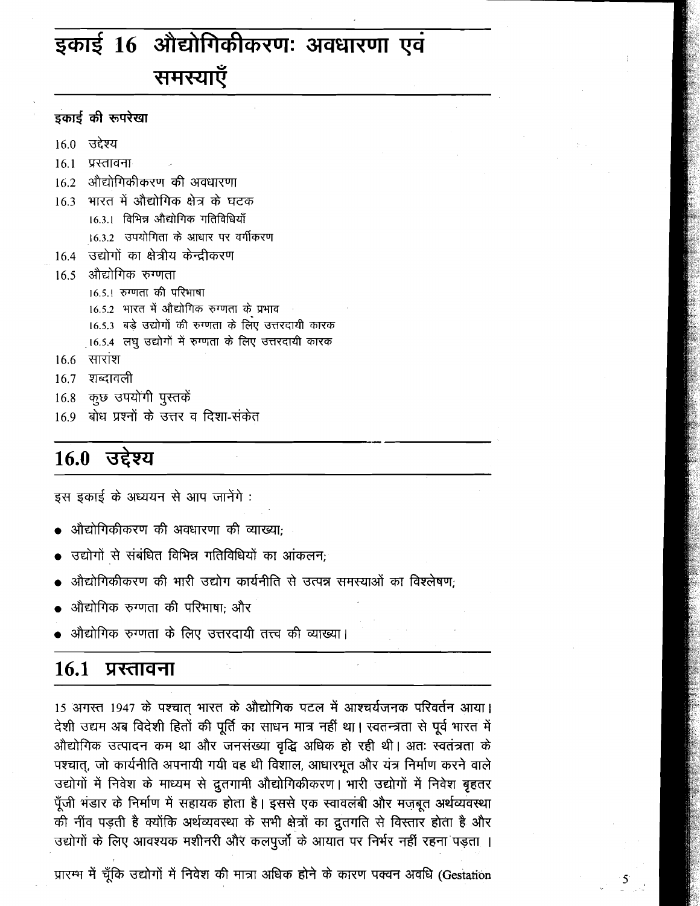# इकाई 16 औद्योगिकीकरण: अवधारणा एवं समस्याएँ

**इकाई की रूपरेखा**

16.0 उद्देश्य

16.1 प्रस्तावना

16.2 औद्योगिकीकरण की अवधारणा

16.3 भारत में औद्योगिक क्षेत्र के घटक

- 16.3.1 विभिन्न औद्योगिक गतिविधियाँ
- 16.3.2 उपयोगिता के आधार पर वर्गीकरण

16.4 उद्योगों का क्षेत्रीय केन्द्रीकरण

16.5 औद्योगिक रुग्णता

- 16.5.1 रुग्णता की परिभाषा
- 16.5.2 भारत में औद्योगिक रुग्णता के प्रभाव
- 16.5.3 बड़े उद्योगों की रुग्णता के लिए उत्तरदायी कारक
- 16.5.4 लघु उद्योगों में रुग्णता के लिए उत्तरदायी कारक

16.6 सारांश

16.7 शब्दावली

16.8 कुछ उपयोगी पुस्तकें

16.9 बोध प्रश्नों के उत्तर व दिशा-संकेत

## 16.0 उद्देश्य

इस इकाई के अध्ययन से आप जानेंगे :

- औद्योगिकीकरण की अवधारणा की व्याख्या;
- उद्योगों से संबंधित विभिन्न गतिविधियों का आंकलन;
- औद्योगिकीकरण की भारी उद्योग कार्यनीति से उत्पन्न समस्याओं का विश्लेषण;
- औद्योगिक रुग्णता की परिभाषा; और
- औद्योगिक रुग्णता के लिए उत्तरदायी तत्त्व की व्याख्या।

## 16.1 प्रस्तावना

15 अगस्त 1947 के पश्चात् भारत के औद्योगिक पटल में आश्चर्यजनक परिवर्तन आया। देशी उद्यम अब विदेशी हितों की पूर्ति का साधन मात्र नहीं था। स्वतन्त्रता से पूर्व भारत में औद्योगिक उत्पादन कम था और जनसंख्या वृद्धि अधिक हो रही थी। अतः स्वतंत्रता के पश्चात्, जो कार्यनीति अपनायी गयी वह थी विशाल, आधारभूत और यंत्र निर्माण करने वाले उद्योगों में निवेश के माध्यम से द्रुतगामी औद्योगिकीकरण। भारी उद्योगों में निवेश बृहतर पूँजी भंडार के निर्माण में सहायक होता है। इससे एक स्वावलंबी और मज़बूत अर्थव्यवस्था की नींव पड़ती है क्योंकि अर्थव्यवस्था के सभी क्षेत्रों का द्रुतगति से विस्तार होता है और उद्योगों के लिए आवश्यक मशीनरी और कलपुर्जों के आयात पर निर्भर नहीं रहना पड़ता।

प्रारम्भ में चूँकि उद्योगों में निवेश की मात्रा अधिक होने के कारण पक्वन अवधि (Gestation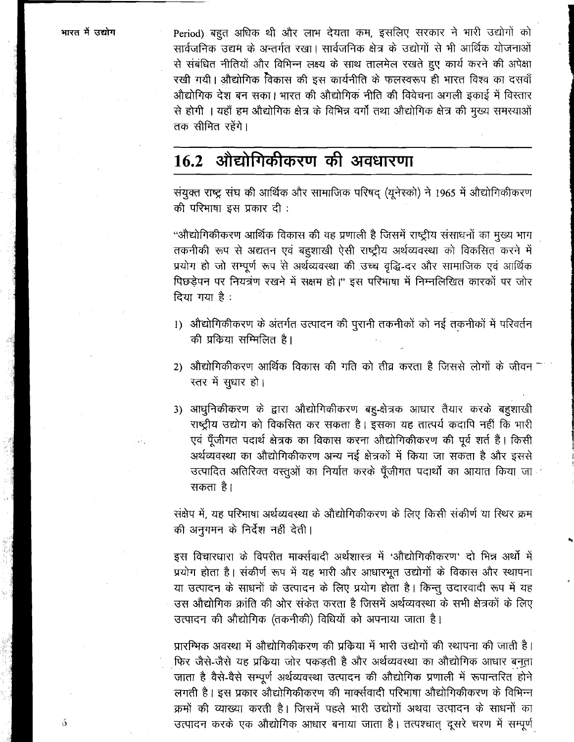Period) बहुत अधिक थी और लाभ देयता कम, इसलिए सरकार ने भारी उद्योगों को सार्वजनिक उद्यम के अन्तर्गत रखा। सार्वजनिक क्षेत्र के उद्योगों से भी आर्थिक योजनाओं से संबंधित नीतियों और विभिन्न लक्ष्य के साथ तालमेल रखते हुए कार्य करने की अपेक्षा रखी गयी। औद्योगिक विकास की इस कार्यनीति के फलस्वरूप ही भारत विश्व का दसवाँ औद्योगिक देश बन सका। भारत की औद्योगिक नीति की विवेचना अगली इकाई में विस्तार से होगी । यहाँ हम औद्योगिक क्षेत्र के विभिन्न वर्गों तथा औद्योगिक क्षेत्र की मुख्य समस्याओं तक सीमित रहेंगे।

## 16.2 औद्योगिकीकरण की अवधारणा

संयुक्त राष्ट्र संघ की आर्थिक और सामाजिक परिषद् (यूनेस्को) ने 1965 में औद्योगिकीकरण की परिभाषा इस प्रकार दी :

"औद्योगिकीकरण आर्थिक विकास की वह प्रणाली है जिसमें राष्ट्रीय संसाधनों का मुख्य भाग तकनीकी रूप से अद्यतन एवं बहुशाखी ऐसी राष्ट्रीय अर्थव्यवस्था को विकसित करने में प्रयोग हो जो सम्पूर्ण रूप से अर्थव्यवस्था की उच्च वृद्धि-दर और सामाजिक एवं आर्थिक पिछड़ेपन पर नियत्रंण रखने में सक्षम हो।" इस परिभाषा में निम्नलिखित कारकों पर जोर दिया गया है :

1) औद्योगिकीकरण के अंतर्गत उत्पादन की पुरानी तकनीकों को नई तकनीकों में परिवर्तन की प्रक्रिया सम्मिलित है।

2) औद्योगिकीकरण आर्थिक विकास की गति को तीव्र करता है जिससे लोगों के जीवन स्तर में सुधार हो।

3) आधुनिकीकरण के द्वारा औद्योगिकीकरण बहु-क्षेत्रक आधार तैयार करके बहुशाखी राष्ट्रीय उद्योग को विकसित कर सकता है। इसका यह तात्पर्य कदापि नहीं कि भारी एवं पूँजीगत पदार्थ क्षेत्रक का विकास करना औद्योगिकीकरण की पूर्व शर्त है। किसी अर्थव्यवस्था का औद्योगिकीकरण अन्य नई क्षेत्रकों में किया जा सकता है और इससे उत्पादित अतिरिक्त वस्तुओं का निर्यात करके पूँजीगत पदार्थो का आयात किया जा सकता है।

संक्षेप में, यह परिभाषा अर्थव्यवस्था के औद्योगिकीकरण के लिए किसी संकीर्ण या स्थिर क्रम की अनुगमन के निर्देश नहीं देती।

इस विचारधारा के विपरीत मार्क्सवादी अर्थशास्त्र में 'औद्योगिकीकरण' दो भिन्न अर्थो में प्रयोग होता है। संकीर्ण रूप में यह भारी और आधारभूत उद्योगों के विकास और स्थापना या उत्पादन के साधनों के उत्पादन के लिए प्रयोग होता है। किन्तु उदारवादी रूप में यह उस औद्योगिक क्रांति की ओर संकेत करता है जिसमें अर्थव्यवस्था के सभी क्षेत्रकों के लिए उत्पादन की औद्योगिक (तकनीकी) विधियों को अपनाया जाता है।

प्रारम्भिक अवस्था में औद्योगिकीकरण की प्रक्रिया में भारी उद्योगों की स्थापना की जाती है। फिर जैसे-जैसे यह प्रक्रिया जोर पकड़ती है और अर्थव्यवस्था का औद्योगिक आधार बनता जाता है वैसे-वैसे सम्पूर्ण अर्थव्यवस्था उत्पादन की औद्योगिक प्रणाली में रूपान्तरित होने लगती है। इस प्रकार औद्योगिकीकरण की मार्क्सवादी परिभाषा औद्योगिकीकरण के विभिन्न क्रमों की व्याख्या करती है। जिसमें पहले भारी उद्योगों अथवा उत्पादन के साधनों का उत्पादन करके एक औद्योगिक आधार बनाया जाता है। तत्पश्चात् दूसरे चरण में सम्पूर्ण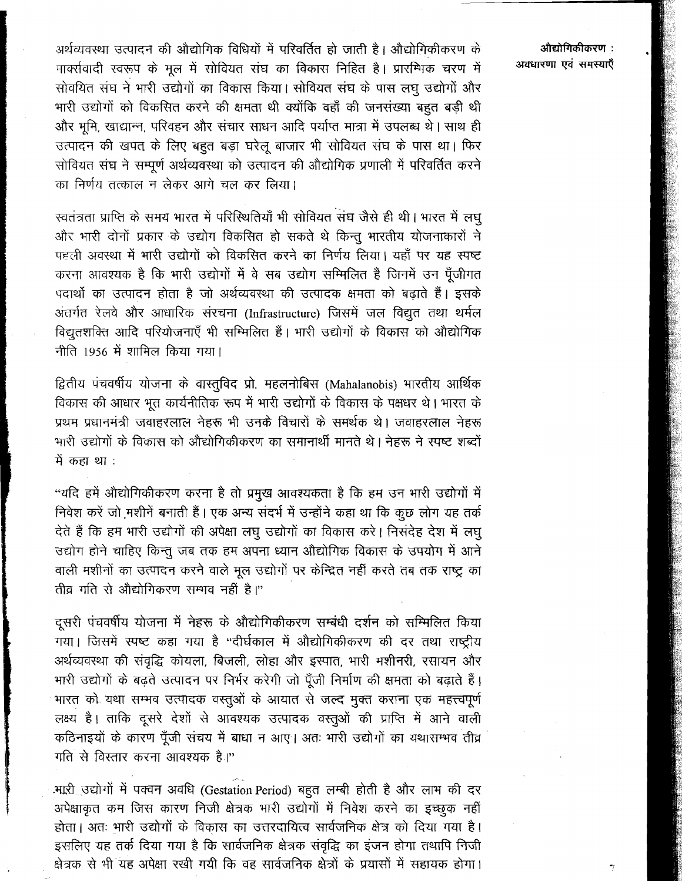अर्थव्यवस्था उत्पादन की औद्योगिक विधियों में परिवर्तित हो जाती है। औद्योगिकीकरण के मार्क्सवादी स्वरूप के मूल में सोवियत संघ का विकास निहित है। प्रारम्भिक चरण में सोवयित संघ ने भारी उद्योगों का विकास किया। सोवियत संघ के पास लघु उद्योगों और भारी उद्योगों को विकसित करने की क्षमता थी क्योंकि वहाँ की जनसंख्या बहुत बड़ी थी और भूमि, खाद्यान्न, परिवहन और संचार साधन आदि पर्याप्त मात्रा में उपलब्ध थे। साथ ही उत्पादन की खपत के लिए बहुत बड़ा घरेलू बाजार भी सोवियत संघ के पास था। फिर सोवियत संघ ने सम्पूर्ण अर्थव्यवस्था को उत्पादन की औद्योगिक प्रणाली में परिवर्तित करने का निर्णय तत्काल न लेकर आगे चल कर लिया।

स्वतंत्रता प्राप्ति के समय भारत में परिस्थितियाँ भी सोवियत संघ जैसे ही थी। भारत में लघु और भारी दोनों प्रकार के उद्योग विकसित हो सकते थे किन्तु भारतीय योजनाकारों ने पहली अवस्था में भारी उद्योगों को विकसित करने का निर्णय लिया। यहाँ पर यह स्पष्ट करना आवश्यक है कि भारी उद्योगों में वे सब उद्योग सम्मिलित हैं जिनमें उन पूँजीगत पदार्थों का उत्पादन होता है जो अर्थव्यवस्था की उत्पादक क्षमता को बढ़ाते हैं। इसके अंतर्गत रेलवे और आधारिक संरचना (Infrastructure) जिसमें जल विद्युत तथा थर्मल विद्युतशक्ति आदि परियोजनाएँ भी सम्मिलित हैं। भारी उद्योगों के विकास को औद्योगिक नीति 1956 में शामिल किया गया।

द्वितीय पंचवर्षीय योजना के वास्तुविद प्रो. महलनोबिस (Mahalanobis) भारतीय आर्थिक विकास की आधार भूत कार्यनीतिक रूप में भारी उद्योगों के विकास के पक्षधर थे। भारत के प्रथम प्रधानमंत्री जवाहरलाल नेहरू भी उनके विचारों के समर्थक थे। जवाहरलाल नेहरू भारी उद्योगों के विकास को औद्योगिकीकरण का समानार्थी मानते थे। नेहरू ने स्पष्ट शब्दों में कहा था :

"यदि हमें औद्योगिकीकरण करना है तो प्रमुख आवश्यकता है कि हम उन भारी उद्योगों में निवेश करें जो मशीनें बनाती हैं। एक अन्य संदर्भ में उन्होंने कहा था कि कुछ लोग यह तर्क देते हैं कि हम भारी उद्योगों की अपेक्षा लघु उद्योगों का विकास करे। निसंदेह देश में लघु उद्योग होने चाहिए किन्तु जब तक हम अपना ध्यान औद्योगिक विकास के उपयोग में आने वाली मशीनों का उत्पादन करने वाले मूल उद्योगों पर केन्द्रित नहीं करते तब तक राष्ट्र का तीव्र गति से औद्योगिकरण सम्भव नहीं है।"

दूसरी पंचवर्षीय योजना में नेहरू के औद्योगिकीकरण सम्बंधी दर्शन को सम्मिलित किया गया। जिसमें स्पष्ट कहा गया है "दीर्घकाल में औद्योगिकीकरण की दर तथा राष्ट्रीय अर्थव्यवस्था की संवृद्धि कोयला, बिजली, लोहा और इस्पात, भारी मशीनरी, रसायन और भारी उद्योगों के बढ़ते उत्पादन पर निर्भर करेगी जो पूँजी निर्माण की क्षमता को बढ़ाते हैं। भारत को यथा सम्भव उत्पादक वस्तुओं के आयात से जल्द मुक्त कराना एक महत्त्वपूर्ण लक्ष्य है। ताकि दूसरे देशों से आवश्यक उत्पादक वस्तुओं की प्राप्ति में आने वाली कठिनाइयों के कारण पूँजी संचय में बाधा न आए। अतः भारी उद्योगों का यथासम्भव तीव्र गति से विस्तार करना आवश्यक है।"

भारी उद्योगों में पक्वन अवधि (Gestation Period) बहुत लम्बी होती है और लाभ की दर अपेक्षाकृत कम जिस कारण निजी क्षेत्रक भारी उद्योगों में निवेश करने का इच्छुक नहीं होता। अतः भारी उद्योगों के विकास का उत्तरदायित्व सार्वजनिक क्षेत्र को दिया गया है। इसलिए यह तर्क दिया गया है कि सार्वजनिक क्षेत्रक संवृद्धि का इंजन होगा तथापि निजी क्षेत्रक से भी यह अपेक्षा रखी गयी कि वह सार्वजनिक क्षेत्रों के प्रयासों में सहायक होगा।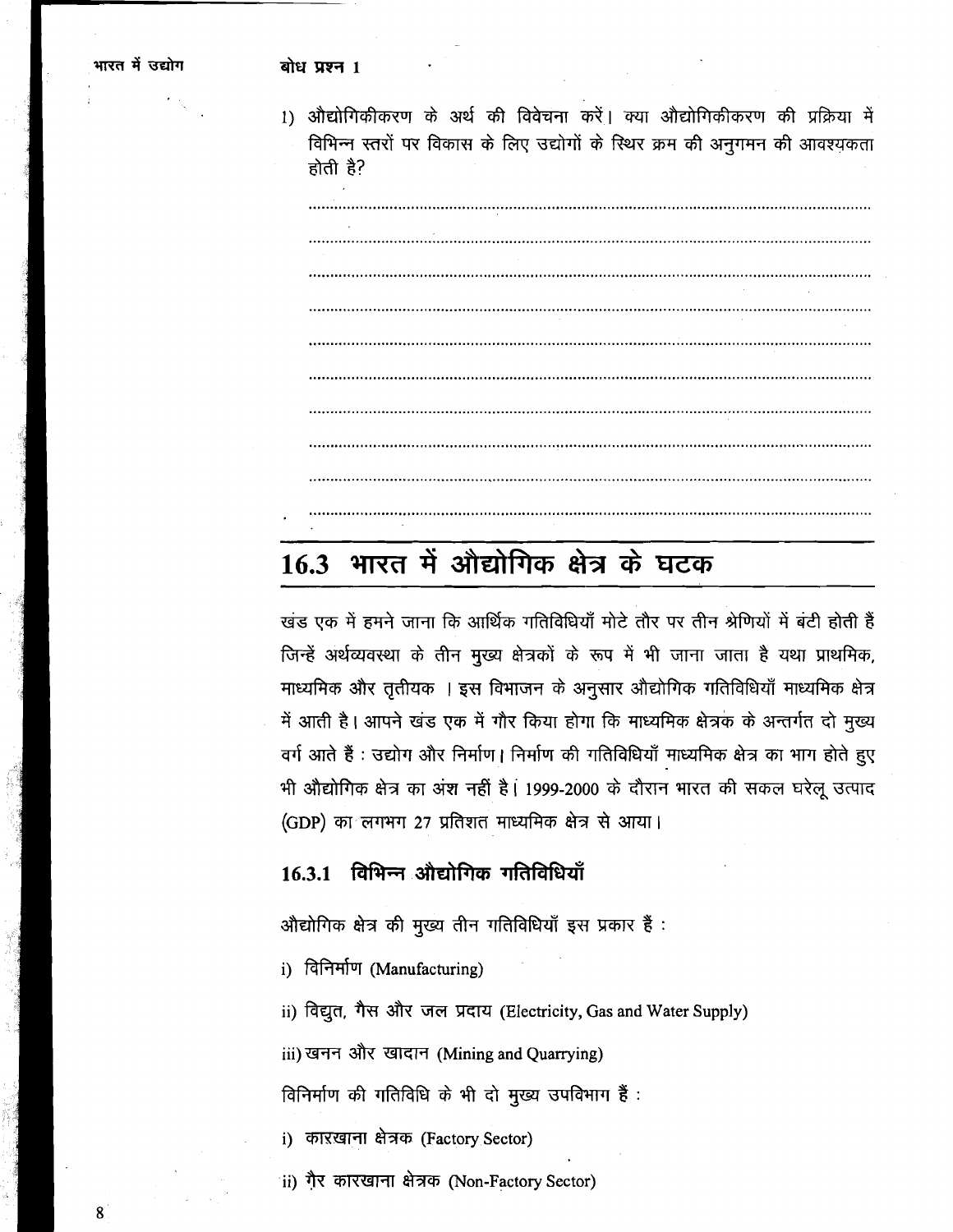**बोध प्रश्न 1**

1) औद्योगिकीकरण के अर्थ की विवेचना करें। क्या औद्योगिकीकरण की प्रक्रिया में विभिन्न स्तरों पर विकास के लिए उद्योगों के स्थिर क्रम की अनुगमन की आवश्यकता होती है?

..................................................................................................................................

..................................................................................................................................

..................................................................................................................................

..................................................................................................................................

..................................................................................................................................

..................................................................................................................................

..................................................................................................................................

..................................................................................................................................

..................................................................................................................................

..................................................................................................................................

## 16.3 भारत में औद्योगिक क्षेत्र के घटक

खंड एक में हमने जाना कि आर्थिक गतिविधियाँ मोटे तौर पर तीन श्रेणियों में बंटी होती हैं जिन्हें अर्थव्यवस्था के तीन मुख्य क्षेत्रकों के रूप में भी जाना जाता है यथा प्राथमिक, माध्यमिक और तृतीयक । इस विभाजन के अनुसार औद्योगिक गतिविधियाँ माध्यमिक क्षेत्र में आती है। आपने खंड एक में गौर किया होगा कि माध्यमिक क्षेत्रक के अन्तर्गत दो मुख्य वर्ग आते हैं : उद्योग और निर्माण। निर्माण की गतिविधियाँ माध्यमिक क्षेत्र का भाग होते हुए भी औद्योगिक क्षेत्र का अंश नहीं है। 1999-2000 के दौरान भारत की सकल घरेलू उत्पाद (GDP) का लगभग 27 प्रतिशत माध्यमिक क्षेत्र से आया।

### 16.3.1 विभिन्न औद्योगिक गतिविधियाँ

औद्योगिक क्षेत्र की मुख्य तीन गतिविधियाँ इस प्रकार हैं :

i) विनिर्माण (Manufacturing)

ii) विद्युत, गैस और जल प्रदाय (Electricity, Gas and Water Supply)

iii) खनन और खादान (Mining and Quarrying)

विनिर्माण की गतिविधि के भी दो मुख्य उपविभाग हैं :

i) कारखाना क्षेत्रक (Factory Sector)

ii) गैर कारखाना क्षेत्रक (Non-Factory Sector)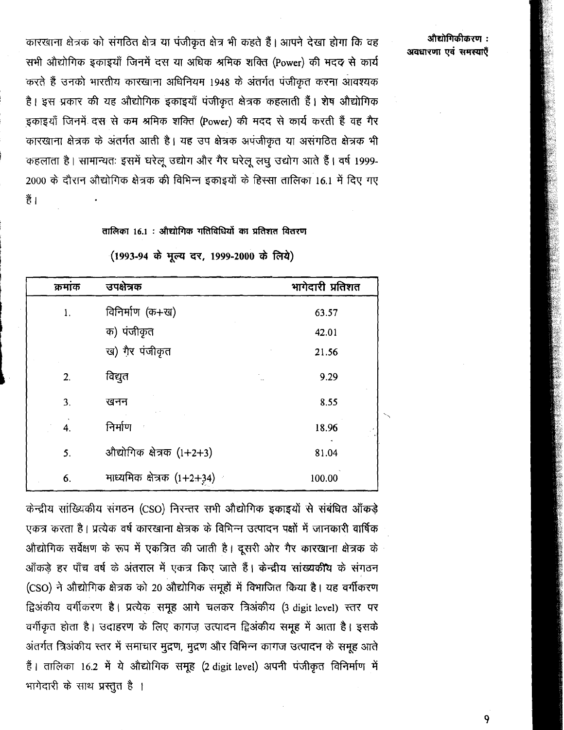कारखाना क्षेत्रक को संगठित क्षेत्र या पंजीकृत क्षेत्र भी कहते हैं। आपने देखा होगा कि वह सभी औद्योगिक इकाइयाँ जिनमें दस या अधिक श्रमिक शक्ति (Power) की मदद से कार्य करते हैं उनको भारतीय कारखाना अधिनियम 1948 के अंतर्गत पंजीकृत करना आवश्यक है। इस प्रकार की यह औद्योगिक इकाइयाँ पंजीकृत क्षेत्रक कहलाती हैं। शेष औद्योगिक इकाइयाँ जिनमें दस से कम श्रमिक शक्ति (Power) की मदद से कार्य करती हैं वह गैर कारखाना क्षेत्रक के अंतर्गत आती है। यह उप क्षेत्रक अपंजीकृत या असंगठित क्षेत्रक भी कहलाता है। सामान्यतः इसमें घरेलू उद्योग और गैर घरेलू लघु उद्योग आते हैं। वर्ष 1999-2000 के दौरान औद्योगिक क्षेत्रक की विभिन्न इकाइयों के हिस्सा तालिका 16.1 में दिए गए हैं।

**तालिका 16.1 : औद्योगिक गतिविधियों का प्रतिशत वितरण**

**(1993-94 के मूल्य दर, 1999-2000 के लिये)**

| क्रमांक | उपक्षेत्रक | भागेदारी प्रतिशत |
|---|---|---|
| 1. | विनिर्माण (क+ख) | 63.57 |
| | क) पंजीकृत | 42.01 |
| | ख) ग़ैर पंजीकृत | 21.56 |
| 2. | विद्युत | 9.29 |
| 3. | खनन | 8.55 |
| 4. | निर्माण | 18.96 |
| 5. | औद्योगिक क्षेत्रक (1+2+3) | 81.04 |
| 6. | माध्यमिक क्षेत्रक (1+2+34) | 100.00 |

केन्द्रीय सांख्यिकीय संगठन (CSO) निरन्तर सभी औद्योगिक इकाइयों से संबंधित आँकड़े एकत्र करता है। प्रत्येक वर्ष कारखाना क्षेत्रक के विभिन्न उत्पादन पक्षों में जानकारी वार्षिक औद्योगिक सर्वेक्षण के रूप में एकत्रित की जाती है। दूसरी ओर गैर कारखाना क्षेत्रक के आँकड़े हर पाँच वर्ष के अंतराल में एकत्र किए जाते हैं। केन्द्रीय सांख्यकीय के संगठन (CSO) ने औद्योगिक क्षेत्रक को 20 औद्योगिक समूहों में विभाजित किया है। यह वर्गीकरण द्विअंकीय वर्गीकरण है। प्रत्येक समूह आगे चलकर त्रिअंकीय (3 digit level) स्तर पर वर्गीकृत होता है। उदाहरण के लिए कागज़ उत्पादन द्विअंकीय समूह में आता है। इसके अंतर्गत त्रिअंकीय स्तर में समाचार मुद्रण, मुद्रण और विभिन्न कागज उत्पादन के समूह आते हैं। तालिका 16.2 में ये औद्योगिक समूह (2 digit level) अपनी पंजीकृत विनिर्माण में भागेदारी के साथ प्रस्तुत है ।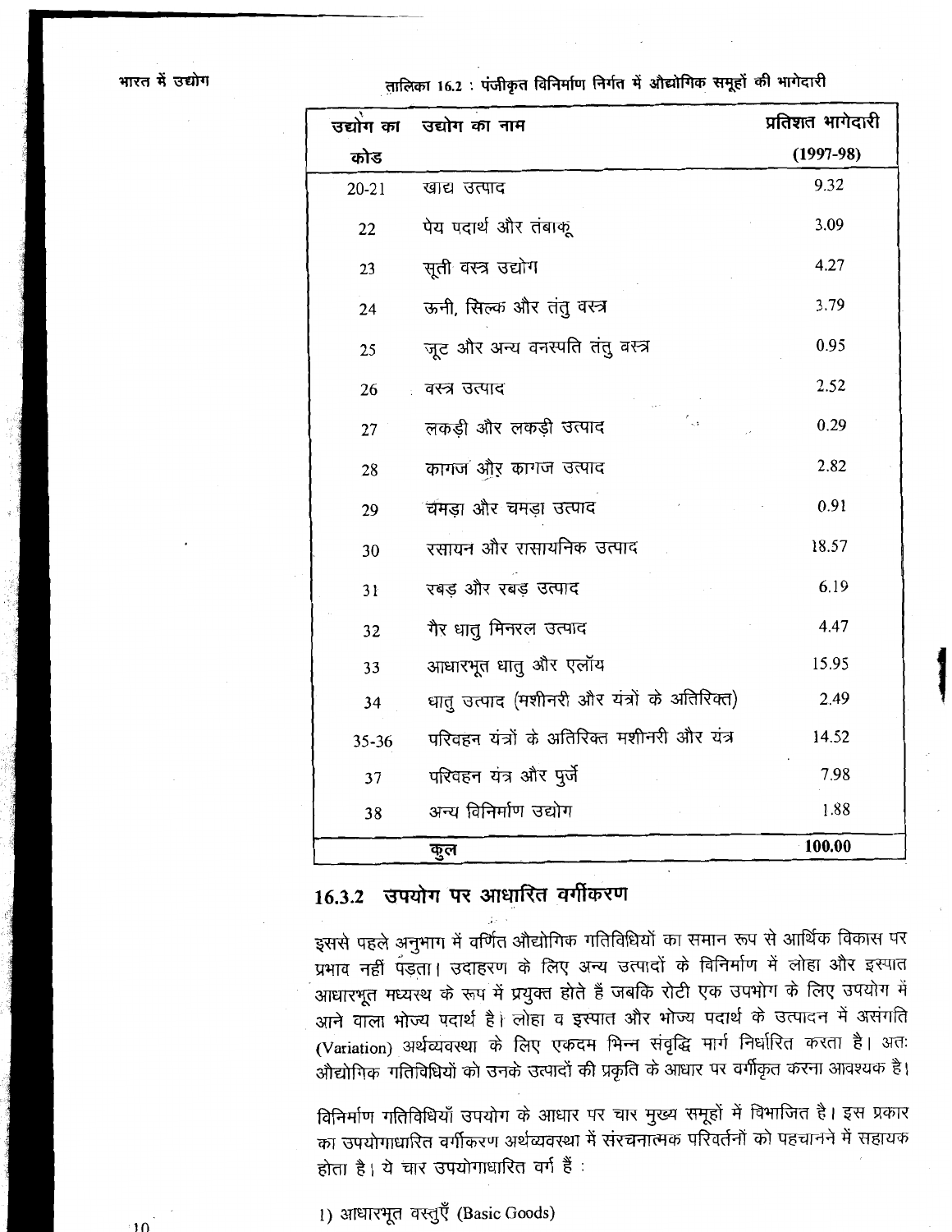तालिका 16.2 : पंजीकृत विनिर्माण निर्गत में औद्योगिक समूहों की भागेदारी

| उद्योग का कोड | उद्योग का नाम | प्रतिशत भागेदारी (1997-98) |
|---|---|---|
| 20-21 | खाद्य उत्पाद | 9.32 |
| 22 | पेय पदार्थ और तंबाकू | 3.09 |
| 23 | सूती वस्त्र उद्योग | 4.27 |
| 24 | ऊनी, सिल्क और तंतु वस्त्र | 3.79 |
| 25 | जूट और अन्य वनस्पति तंतु वस्त्र | 0.95 |
| 26 | वस्त्र उत्पाद | 2.52 |
| 27 | लकड़ी और लकड़ी उत्पाद | 0.29 |
| 28 | कागज और कागज उत्पाद | 2.82 |
| 29 | चमड़ा और चमड़ा उत्पाद | 0.91 |
| 30 | रसायन और रासायनिक उत्पाद | 18.57 |
| 31 | रबड़ और रबड़ उत्पाद | 6.19 |
| 32 | गैर धातु मिनरल उत्पाद | 4.47 |
| 33 | आधारभूत धातु और एलॉय | 15.95 |
| 34 | धातु उत्पाद (मशीनरी और यंत्रों के अतिरिक्त) | 2.49 |
| 35-36 | परिवहन यंत्रों के अतिरिक्त मशीनरी और यंत्र | 14.52 |
| 37 | परिवहन यंत्र और पुर्जे | 7.98 |
| 38 | अन्य विनिर्माण उद्योग | 1.88 |
| | **कुल** | **100.00** |

### 16.3.2 उपयोग पर आधारित वर्गीकरण

इससे पहले अनुभाग में वर्णित औद्योगिक गतिविधियों का समान रूप से आर्थिक विकास पर प्रभाव नहीं पड़ता। उदाहरण के लिए अन्य उत्पादों के विनिर्माण में लोहा और इस्पात आधारभूत मध्यस्थ के रूप में प्रयुक्त होते हैं जबकि रोटी एक उपभोग के लिए उपयोग में आने वाला भोज्य पदार्थ है। लोहा व इस्पात और भोज्य पदार्थ के उत्पादन में असंगति (Variation) अर्थव्यवस्था के लिए एकदम भिन्न संवृद्धि मार्ग निर्धारित करता है। अतः औद्योगिक गतिविधियों को उनके उत्पादों की प्रकृति के आधार पर वर्गीकृत करना आवश्यक है।

विनिर्माण गतिविधियाँ उपयोग के आधार पर चार मुख्य समूहों में विभाजित है। इस प्रकार का उपयोगाधारित वर्गीकरण अर्थव्यवस्था में संरचनात्मक परिवर्तनों को पहचानने में सहायक होता है। ये चार उपयोगाधारित वर्ग हैं :

1) आधारभूत वस्तुएँ (Basic Goods)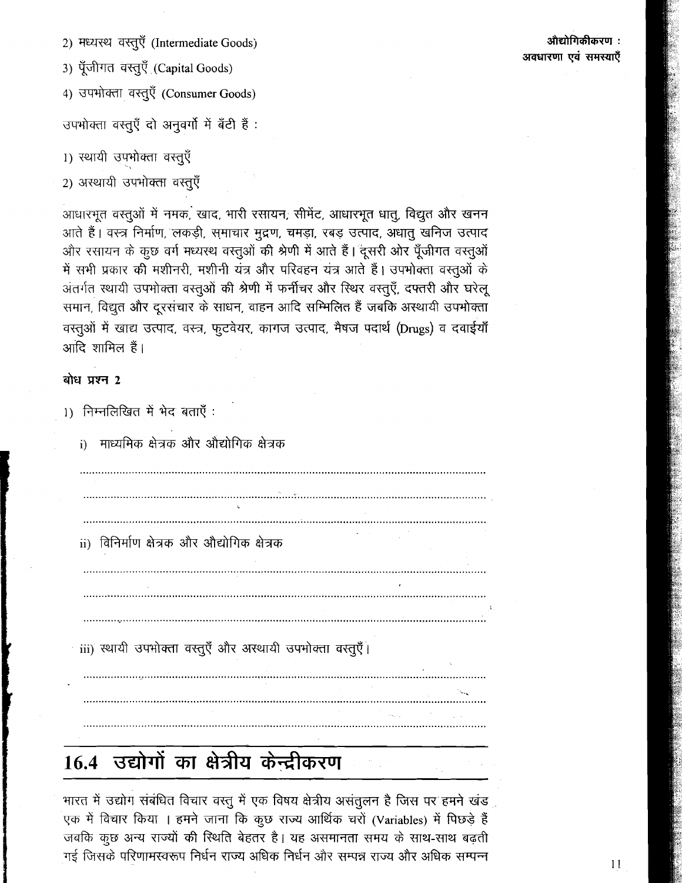2) मध्यस्थ वस्तुएँ (Intermediate Goods)

3) पूँजीगत वस्तुएँ (Capital Goods)

4) उपभोक्ता वस्तुएँ (Consumer Goods)

उपभोक्ता वस्तुएँ दो अनुवर्गों में बँटी हैं :

1) स्थायी उपभोक्ता वस्तुएँ

2) अस्थायी उपभोक्ता वस्तुएँ

आधारभूत वस्तुओं में नमक, खाद, भारी रसायन, सीमेंट, आधारभूत धातु, विद्युत और खनन आते हैं। वस्त्र निर्माण, लकड़ी, समाचार मुद्रण, चमड़ा, रबड़ उत्पाद, अधातु खनिज उत्पाद और रसायन के कुछ वर्ग मध्यस्थ वस्तुओं की श्रेणी में आते हैं। दूसरी ओर पूँजीगत वस्तुओं में सभी प्रकार की मशीनरी, मशीनी यंत्र और परिवहन यंत्र आते हैं। उपभोक्ता वस्तुओं के अंतर्गत स्थायी उपभोक्ता वस्तुओं की श्रेणी में फर्नीचर और स्थिर वस्तुएँ, दफ्तरी और घरेलू समान, विद्युत और दूरसंचार के साधन, वाहन आदि सम्मिलित हैं जबकि अस्थायी उपभोक्ता वस्तुओं में खाद्य उत्पाद, वस्त्र, फुटवेयर, कागज उत्पाद, मैषज पदार्थ (Drugs) व दवाईयाँ आदि शामिल हैं।

**बोध प्रश्न 2**

1) निम्नलिखित में भेद बताएँ :

i) माध्यमिक क्षेत्रक और औद्योगिक क्षेत्रक

.............................................................................................................

.............................................................................................................

.............................................................................................................

ii) विनिर्माण क्षेत्रक और औद्योगिक क्षेत्रक

.............................................................................................................

.............................................................................................................

.............................................................................................................

iii) स्थायी उपभोक्ता वस्तुएँ और अस्थायी उपभोक्ता वस्तुएँ।

.............................................................................................................

.............................................................................................................

.............................................................................................................

## 16.4 उद्योगों का क्षेत्रीय केन्द्रीकरण

भारत में उद्योग संबंधित विचार वस्तु में एक विषय क्षेत्रीय असंतुलन है जिस पर हमने खंड एक में विचार किया । हमने जाना कि कुछ राज्य आर्थिक चरों (Variables) में पिछड़े हैं जबकि कुछ अन्य राज्यों की स्थिति बेहतर है। यह असमानता समय के साथ-साथ बढ़ती गई जिसके परिणामस्वरूप निर्धन राज्य अधिक निर्धन और सम्पन्न राज्य और अधिक सम्पन्न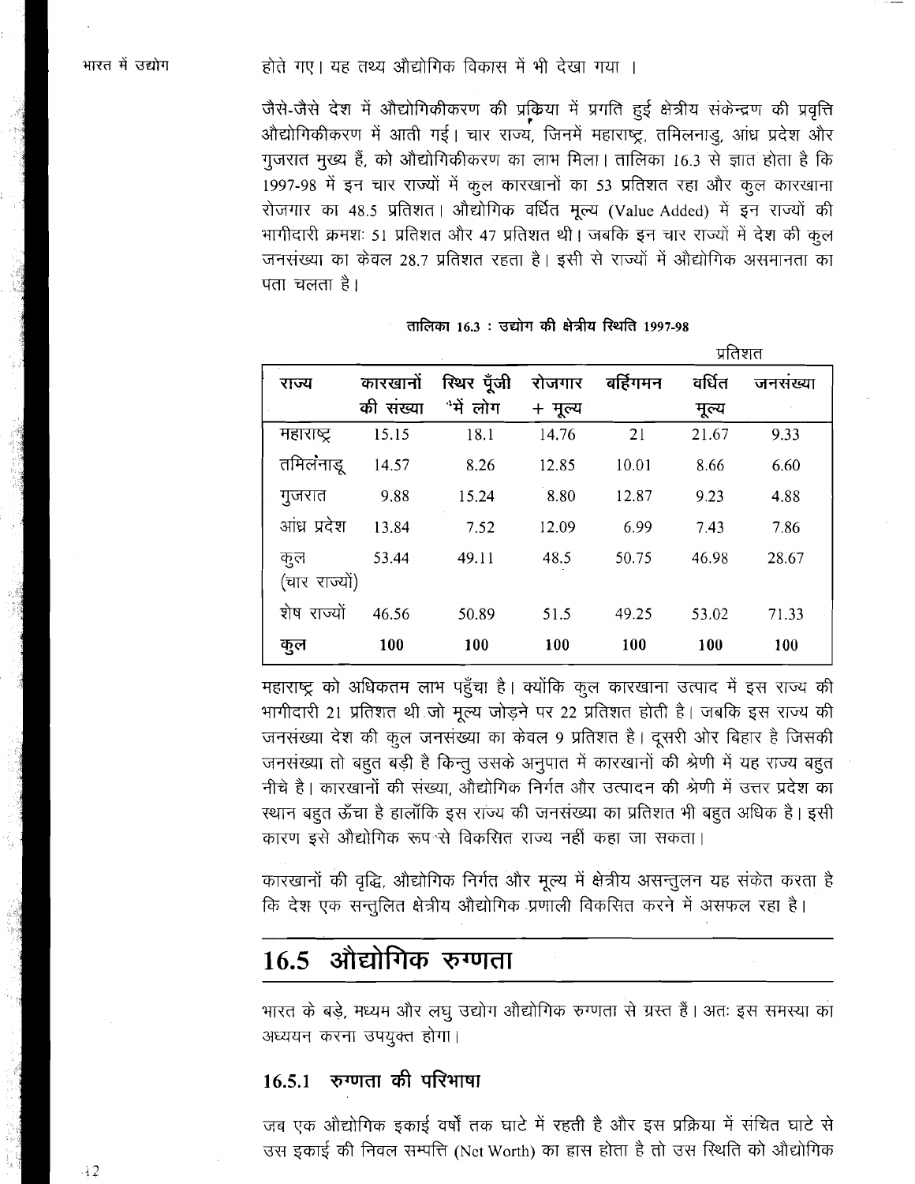होते गए। यह तथ्य औद्योगिक विकास में भी देखा गया ।

जैसे-जैसे देश में औद्योगिकीकरण की प्रक्रिया में प्रगति हुई क्षेत्रीय संकेन्द्रण की प्रवृत्ति औद्योगिकीकरण में आती गई। चार राज्य, जिनमें महाराष्ट्र, तमिलनाडु, आंध्र प्रदेश और गुजरात मुख्य हैं, को औद्योगिकीकरण का लाभ मिला। तालिका 16.3 से ज्ञात होता है कि 1997-98 में इन चार राज्यों में कुल कारखानों का 53 प्रतिशत रहा और कुल कारखाना रोजगार का 48.5 प्रतिशत। औद्योगिक वर्धित मूल्य (Value Added) में इन राज्यों की भागीदारी क्रमशः 51 प्रतिशत और 47 प्रतिशत थी। जबकि इन चार राज्यों में देश की कुल जनसंख्या का केवल 28.7 प्रतिशत रहता है। इसी से राज्यों में औद्योगिक असमानता का पता चलता है।

**तालिका 16.3 : उद्योग की क्षेत्रीय स्थिति 1997-98**

प्रतिशत

| राज्य | कारखानों की संख्या | स्थिर पूँजी में लोग | रोजगार + मूल्य | बर्हिगमन | वर्धित मूल्य | जनसंख्या |
|---|---|---|---|---|---|---|
| महाराष्ट्र | 15.15 | 18.1 | 14.76 | 21 | 21.67 | 9.33 |
| तमिलनाडू | 14.57 | 8.26 | 12.85 | 10.01 | 8.66 | 6.60 |
| गुजरात | 9.88 | 15.24 | 8.80 | 12.87 | 9.23 | 4.88 |
| आंध्र प्रदेश | 13.84 | 7.52 | 12.09 | 6.99 | 7.43 | 7.86 |
| कुल (चार राज्यों) | 53.44 | 49.11 | 48.5 | 50.75 | 46.98 | 28.67 |
| शेष राज्यों | 46.56 | 50.89 | 51.5 | 49.25 | 53.02 | 71.33 |
| **कुल** | **100** | **100** | **100** | **100** | **100** | **100** |

महाराष्ट्र को अधिकतम लाभ पहुँचा है। क्योंकि कुल कारखाना उत्पाद में इस राज्य की भागीदारी 21 प्रतिशत थी जो मूल्य जोड़ने पर 22 प्रतिशत होती है। जबकि इस राज्य की जनसंख्या देश की कुल जनसंख्या का केवल 9 प्रतिशत है। दूसरी ओर बिहार है जिसकी जनसंख्या तो बहुत बड़ी है किन्तु उसके अनुपात में कारखानों की श्रेणी में यह राज्य बहुत नीचे है। कारखानों की संख्या, औद्योगिक निर्गत और उत्पादन की श्रेणी में उत्तर प्रदेश का स्थान बहुत ऊँचा है हालाँकि इस राज्य की जनसंख्या का प्रतिशत भी बहुत अधिक है। इसी कारण इसे औद्योगिक रूप से विकसित राज्य नहीं कहा जा सकता।

कारखानों की वृद्धि, औद्योगिक निर्गत और मूल्य में क्षेत्रीय असन्तुलन यह संकेत करता है कि देश एक सन्तुलित क्षेत्रीय औद्योगिक प्रणाली विकसित करने में असफल रहा है।

## 16.5 औद्योगिक रुग्णता

भारत के बड़े, मध्यम और लघु उद्योग औद्योगिक रुग्णता से ग्रस्त हैं। अतः इस समस्या का अध्ययन करना उपयुक्त होगा।

### 16.5.1 रुग्णता की परिभाषा

जब एक औद्योगिक इकाई वर्षों तक घाटे में रहती है और इस प्रक्रिया में संचित घाटे से उस इकाई की निवल सम्पत्ति (Net Worth) का ह्रास होता है तो उस स्थिति को औद्योगिक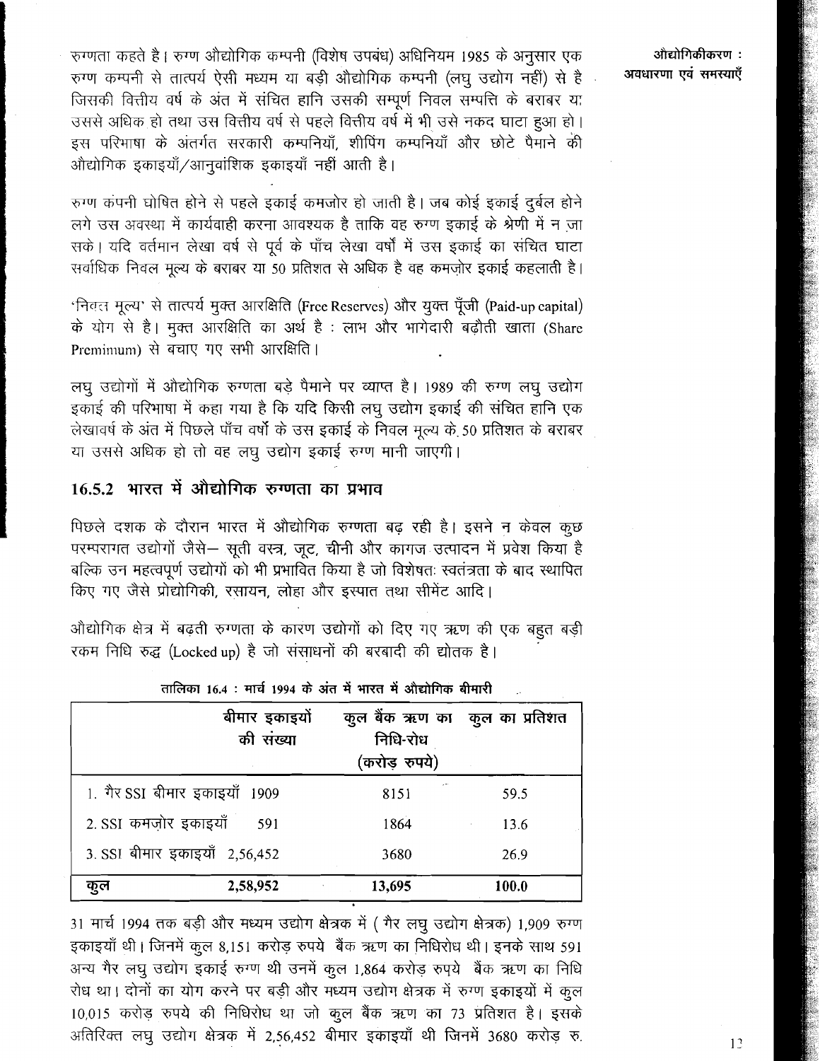रुग्णता कहते है। रुग्ण औद्योगिक कम्पनी (विशेष उपबंध) अधिनियम 1985 के अनुसार एक रुग्ण कम्पनी से तात्पर्य ऐसी मध्यम या बड़ी औद्योगिक कम्पनी (लघु उद्योग नहीं) से है जिसकी वित्तीय वर्ष के अंत में संचित हानि उसकी सम्पूर्ण निवल सम्पत्ति के बराबर या उससे अधिक हो तथा उस वित्तीय वर्ष से पहले वित्तीय वर्ष में भी उसे नकद घाटा हुआ हो। इस परिभाषा के अंतर्गत सरकारी कम्पनियाँ, शीपिंग कम्पनियाँ और छोटे पैमाने की औद्योगिक इकाइयाँ/आनुवांशिक इकाइयाँ नहीं आती है।

रुग्ण कंपनी घोषित होने से पहले इकाई कमजोर हो जाती है। जब कोई इकाई दुर्बल होने लगे उस अवस्था में कार्यवाही करना आवश्यक है ताकि वह रुग्ण इकाई के श्रेणी में न जा सके। यदि वर्तमान लेखा वर्ष से पूर्व के पाँच लेखा वर्षों में उस इकाई का संचित घाटा सर्वाधिक निवल मूल्य के बराबर या 50 प्रतिशत से अधिक है वह कमज़ोर इकाई कहलाती है।

'निवल मूल्य' से तात्पर्य मुक्त आरक्षिति (Free Reserves) और युक्त पूँजी (Paid-up capital) के योग से है। मुक्त आरक्षिति का अर्थ है : लाभ और भागेदारी बढ़ौती खाता (Share Premium) से बचाए गए सभी आरक्षिति।

लघु उद्योगों में औद्योगिक रुग्णता बड़े पैमाने पर व्याप्त है। 1989 की रुग्ण लघु उद्योग इकाई की परिभाषा में कहा गया है कि यदि किसी लघु उद्योग इकाई की संचित हानि एक लेखावर्ष के अंत में पिछले पाँच वर्षों के उस इकाई के निवल मूल्य के 50 प्रतिशत के बराबर या उससे अधिक हो तो वह लघु उद्योग इकाई रुग्ण मानी जाएगी।

### 16.5.2 भारत में औद्योगिक रुग्णता का प्रभाव

पिछले दशक के दौरान भारत में औद्योगिक रुग्णता बढ़ रही है। इसने न केवल कुछ परम्परागत उद्योगों जैसे— सूती वस्त्र, जूट, चीनी और कागज उत्पादन में प्रवेश किया है बल्कि उन महत्वपूर्ण उद्योगों को भी प्रभावित किया है जो विशेषतः स्वतंत्रता के बाद स्थापित किए गए जैसे प्रोद्योगिकी, रसायन, लोहा और इस्पात तथा सीमेंट आदि।

औद्योगिक क्षेत्र में बढ़ती रुग्णता के कारण उद्योगों को दिए गए ऋण की एक बहुत बड़ी रकम निधि रुद्ध (Locked up) है जो संसाधनों की बरबादी की द्योतक है।

तालिका 16.4 : मार्च 1994 के अंत में भारत में औद्योगिक बीमारी

| | बीमार इकाइयों की संख्या | कुल बैंक ऋण का निधि-रोध (करोड़ रुपये) | कुल का प्रतिशत |
|---|---|---|---|
| 1. गैर SSI बीमार इकाइयाँ | 1909 | 8151 | 59.5 |
| 2. SSI कमज़ोर इकाइयाँ | 591 | 1864 | 13.6 |
| 3. SSI बीमार इकाइयाँ | 2,56,452 | 3680 | 26.9 |
| **कुल** | **2,58,952** | **13,695** | **100.0** |

31 मार्च 1994 तक बड़ी और मध्यम उद्योग क्षेत्रक में ( गैर लघु उद्योग क्षेत्रक) 1,909 रुग्ण इकाइयाँ थी। जिनमें कुल 8,151 करोड़ रुपये बैंक ऋण का निधिरोध थी। इनके साथ 591 अन्य गैर लघु उद्योग इकाई रुग्ण थी उनमें कुल 1,864 करोड़ रुपये बैंक ऋण का निधि रोध था। दोनों का योग करने पर बड़ी और मध्यम उद्योग क्षेत्रक में रुग्ण इकाइयों में कुल 10,015 करोड़ रुपये की निधिरोध था जो कुल बैंक ऋण का 73 प्रतिशत है। इसके अतिरिक्त लघु उद्योग क्षेत्रक में 2,56,452 बीमार इकाइयाँ थी जिनमें 3680 करोड़ रु.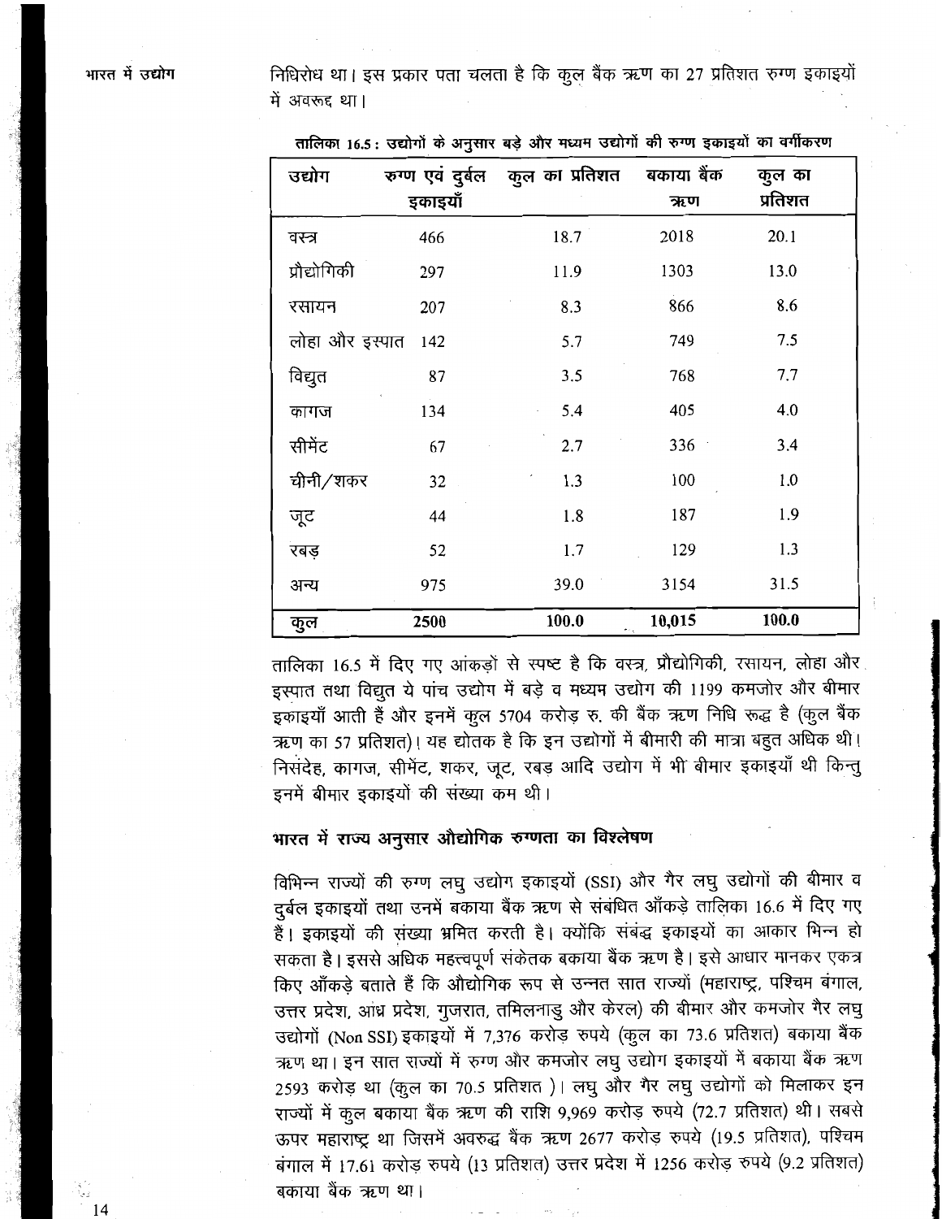निधिरोध था। इस प्रकार पता चलता है कि कुल बैंक ऋण का 27 प्रतिशत रुग्ण इकाइयों में अवरूद्द था।

तालिका 16.5 : उद्योगों के अनुसार बड़े और मध्यम उद्योगों की रुग्ण इकाइयों का वर्गीकरण

| उद्योग | रुग्ण एवं दुर्बल इकाइयाँ | कुल का प्रतिशत | बकाया बैंक ऋण | कुल का प्रतिशत |
|---|---|---|---|---|
| वस्त्र | 466 | 18.7 | 2018 | 20.1 |
| प्रौद्योगिकी | 297 | 11.9 | 1303 | 13.0 |
| रसायन | 207 | 8.3 | 866 | 8.6 |
| लोहा और इस्पात | 142 | 5.7 | 749 | 7.5 |
| विद्युत | 87 | 3.5 | 768 | 7.7 |
| कागज | 134 | 5.4 | 405 | 4.0 |
| सीमेंट | 67 | 2.7 | 336 | 3.4 |
| चीनी/शकर | 32 | 1.3 | 100 | 1.0 |
| जूट | 44 | 1.8 | 187 | 1.9 |
| रबड़ | 52 | 1.7 | 129 | 1.3 |
| अन्य | 975 | 39.0 | 3154 | 31.5 |
| **कुल** | **2500** | **100.0** | **10,015** | **100.0** |

तालिका 16.5 में दिए गए आंकड़ों से स्पष्ट है कि वस्त्र, प्रौद्योगिकी, रसायन, लोहा और इस्पात तथा विद्युत ये पांच उद्योग में बड़े व मध्यम उद्योग की 1199 कमजोर और बीमार इकाइयाँ आती हैं और इनमें कुल 5704 करोड़ रु. की बैंक ऋण निधि रूद्ध है (कुल बैंक ऋण का 57 प्रतिशत)। यह द्योतक है कि इन उद्योगों में बीमारी की मात्रा बहुत अधिक थी। निसंदेह, कागज, सीमेंट, शकर, जूट, रबड़ आदि उद्योग में भी बीमार इकाइयाँ थी किन्तु इनमें बीमार इकाइयों की संख्या कम थी।

## भारत में राज्य अनुसार औद्योगिक रुग्णता का विश्लेषण

विभिन्न राज्यों की रुग्ण लघु उद्योग इकाइयों (SSI) और गैर लघु उद्योगों की बीमार व दुर्बल इकाइयों तथा उनमें बकाया बैंक ऋण से संबंधित आँकड़े तालिका 16.6 में दिए गए हैं। इकाइयों की संख्या भ्रमित करती है। क्योंकि संबंद्ध इकाइयों का आकार भिन्न हो सकता है। इससे अधिक महत्त्वपूर्ण संकेतक बकाया बैंक ऋण है। इसे आधार मानकर एकत्र किए आँकड़े बताते हैं कि औद्योगिक रूप से उन्नत सात राज्यों (महाराष्ट्र, पश्चिम बंगाल, उत्तर प्रदेश, आंध्र प्रदेश, गुजरात, तमिलनाडु और केरल) की बीमार और कमजोर गैर लघु उद्योगों (Non SSI) इकाइयों में 7,376 करोड़ रुपये (कुल का 73.6 प्रतिशत) बकाया बैंक ऋण था। इन सात राज्यों में रुग्ण और कमजोर लघु उद्योग इकाइयों में बकाया बैंक ऋण 2593 करोड़ था (कुल का 70.5 प्रतिशत )। लघु और गैर लघु उद्योगों को मिलाकर इन राज्यों में कुल बकाया बैंक ऋण की राशि 9,969 करोड़ रुपये (72.7 प्रतिशत) थी। सबसे ऊपर महाराष्ट्र था जिसमें अवरुद्ध बैंक ऋण 2677 करोड़ रुपये (19.5 प्रतिशत), पश्चिम बंगाल में 17.61 करोड़ रुपये (13 प्रतिशत) उत्तर प्रदेश में 1256 करोड़ रुपये (9.2 प्रतिशत) बकाया बैंक ऋण था।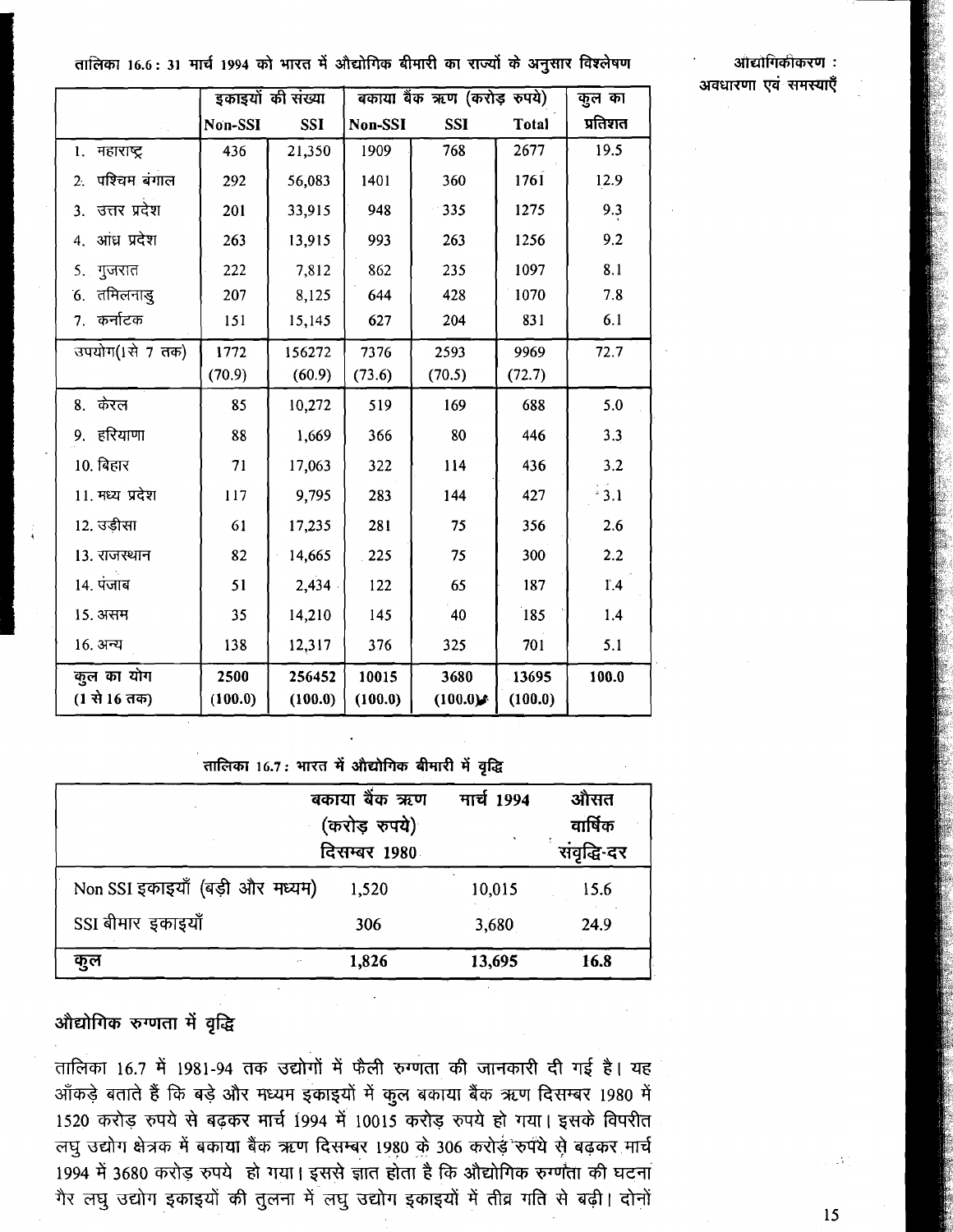तालिका 16.6 : 31 मार्च 1994 को भारत में औद्योगिक बीमारी का राज्यों के अनुसार विश्लेषण

| | इकाइयों की संख्या | | बकाया बैंक ऋण (करोड़ रुपये) | | | कुल का |
|---|---|---|---|---|---|---|
| | Non-SSI | SSI | Non-SSI | SSI | Total | प्रतिशत |
| 1. महाराष्ट्र | 436 | 21,350 | 1909 | 768 | 2677 | 19.5 |
| 2. पश्चिम बंगाल | 292 | 56,083 | 1401 | 360 | 1761 | 12.9 |
| 3. उत्तर प्रदेश | 201 | 33,915 | 948 | 335 | 1275 | 9.3 |
| 4. आंध्र प्रदेश | 263 | 13,915 | 993 | 263 | 1256 | 9.2 |
| 5. गुजरात | 222 | 7,812 | 862 | 235 | 1097 | 8.1 |
| 6. तमिलनाडु | 207 | 8,125 | 644 | 428 | 1070 | 7.8 |
| 7. कर्नाटक | 151 | 15,145 | 627 | 204 | 831 | 6.1 |
| उपयोग(1से 7 तक) | 1772 (70.9) | 156272 (60.9) | 7376 (73.6) | 2593 (70.5) | 9969 (72.7) | 72.7 |
| 8. केरल | 85 | 10,272 | 519 | 169 | 688 | 5.0 |
| 9. हरियाणा | 88 | 1,669 | 366 | 80 | 446 | 3.3 |
| 10. बिहार | 71 | 17,063 | 322 | 114 | 436 | 3.2 |
| 11. मध्य प्रदेश | 117 | 9,795 | 283 | 144 | 427 | 3.1 |
| 12. उड़ीसा | 61 | 17,235 | 281 | 75 | 356 | 2.6 |
| 13. राजस्थान | 82 | 14,665 | 225 | 75 | 300 | 2.2 |
| 14. पंजाब | 51 | 2,434 | 122 | 65 | 187 | 1.4 |
| 15. असम | 35 | 14,210 | 145 | 40 | 185 | 1.4 |
| 16. अन्य | 138 | 12,317 | 376 | 325 | 701 | 5.1 |
| **कुल का योग (1 से 16 तक)** | **2500 (100.0)** | **256452 (100.0)** | **10015 (100.0)** | **3680 (100.0)** | **13695 (100.0)** | **100.0** |

तालिका 16.7 : भारत में औद्योगिक बीमारी में वृद्धि

| | बकाया बैंक ऋण (करोड़ रुपये) दिसम्बर 1980 | मार्च 1994 | औसत वार्षिक संवृद्धि-दर |
|---|---|---|---|
| Non SSI इकाइयाँ (बड़ी और मध्यम) | 1,520 | 10,015 | 15.6 |
| SSI बीमार इकाइयाँ | 306 | 3,680 | 24.9 |
| **कुल** | **1,826** | **13,695** | **16.8** |

## औद्योगिक रुग्णता में वृद्धि

तालिका 16.7 में 1981-94 तक उद्योगों में फैली रुग्णता की जानकारी दी गई है। यह आँकड़े बताते हैं कि बड़े और मध्यम इकाइयों में कुल बकाया बैंक ऋण दिसम्बर 1980 में 1520 करोड़ रुपये से बढ़कर मार्च 1994 में 10015 करोड़ रुपये हो गया। इसके विपरीत लघु उद्योग क्षेत्रक में बकाया बैंक ऋण दिसम्बर 1980 के 306 करोड़ रुपये से बढ़कर मार्च 1994 में 3680 करोड़ रुपये हो गया। इससे ज्ञात होता है कि औद्योगिक रुग्णता की घटना गैर लघु उद्योग इकाइयों की तुलना में लघु उद्योग इकाइयों में तीव्र गति से बढ़ी। दोनों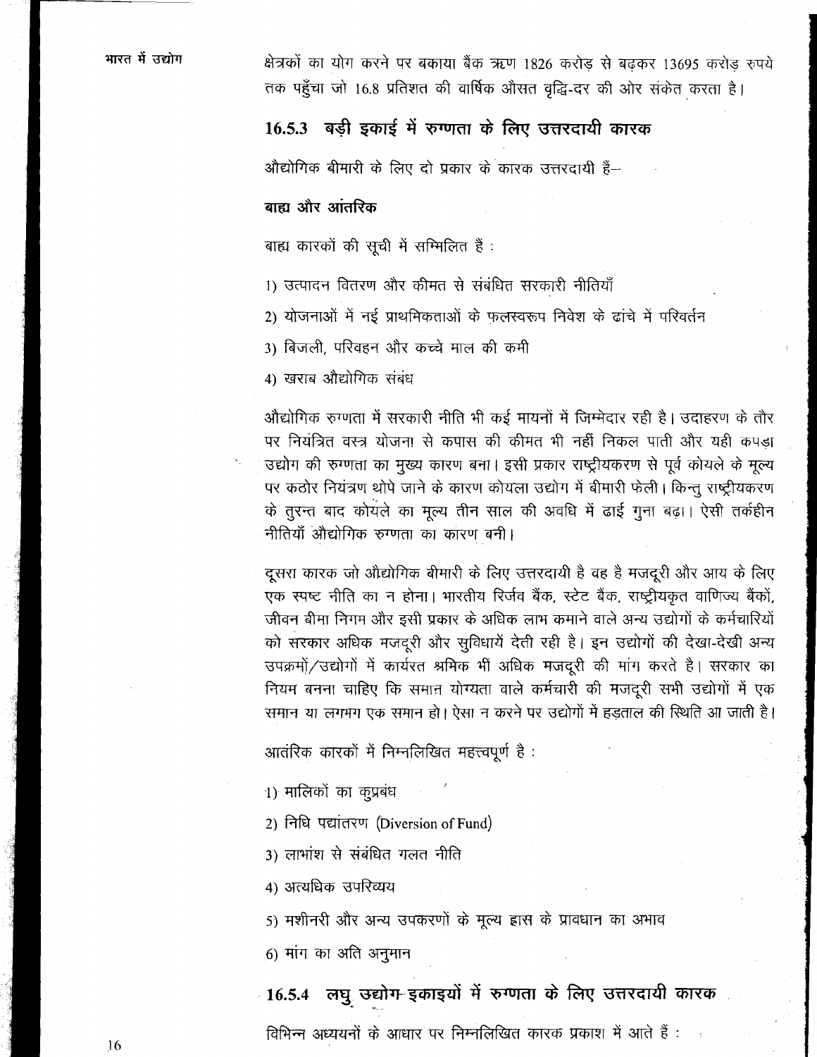क्षेत्रकों का योग करने पर बकाया बैंक ऋण 1826 करोड़ से बढ़कर 13695 करोड़ रुपये तक पहुँचा जो 16.8 प्रतिशत की वार्षिक औसत वृद्धि-दर की ओर संकेत करता है।

### 16.5.3 बड़ी इकाई में रुग्णता के लिए उत्तरदायी कारक

औद्योगिक बीमारी के लिए दो प्रकार के कारक उत्तरदायी हैं–

**बाह्य और आंतरिक**

बाह्य कारकों की सूची में सम्मिलित है :

1) उत्पादन वितरण और कीमत से संबंधित सरकारी नीतियाँ
2) योजनाओं में नई प्राथमिकताओं के फलस्वरूप निवेश के ढांचे में परिवर्तन
3) बिजली, परिवहन और कच्चे माल की कमी
4) खराब औद्योगिक संबंध

औद्योगिक रुग्णता में सरकारी नीति भी कई मायनों में जिम्मेदार रही है। उदाहरण के तौर पर नियंत्रित वस्त्र योजना से कपास की कीमत भी नहीं निकल पाती और यही कपड़ा उद्योग की रुग्णता का मुख्य कारण बना। इसी प्रकार राष्ट्रीयकरण से पूर्व कोयले के मूल्य पर कठोर नियंत्रण थोपे जाने के कारण कोयला उद्योग में बीमारी फैली। किन्तु राष्ट्रीयकरण के तुरन्त बाद कोयले का मूल्य तीन साल की अवधि में ढाई गुना बढ़ा। ऐसी तर्कहीन नीतियाँ औद्योगिक रुग्णता का कारण बनी।

दूसरा कारक जो औद्योगिक बीमारी के लिए उत्तरदायी है वह है मजदूरी और आय के लिए एक स्पष्ट नीति का न होना। भारतीय रिज़र्व बैंक, स्टेट बैंक, राष्ट्रीयकृत वाणिज्य बैंकों, जीवन बीमा निगम और इसी प्रकार के अधिक लाभ कमाने वाले अन्य उद्योगों के कर्मचारियों को सरकार अधिक मजदूरी और सुविधायें देती रही है। इन उद्योगों की देखा-देखी अन्य उपक्रमों/उद्योगों में कार्यरत श्रमिक भी अधिक मजदूरी की मांग करते है। सरकार का नियम बनना चाहिए कि समान योग्यता वाले कर्मचारी की मजदूरी सभी उद्योगों में एक समान या लगभग एक समान हो। ऐसा न करने पर उद्योगों में हड़ताल की स्थिति आ जाती है।

आतंरिक कारकों में निम्नलिखित महत्त्वपूर्ण है :

1) मालिकों का कुप्रबंध
2) निधि पद्यांतरण (Diversion of Fund)
3) लाभांश से संबंधित गलत नीति
4) अत्यधिक उपरिव्यय
5) मशीनरी और अन्य उपकरणों के मूल्य ह्रास के प्रावधान का अभाव
6) मांग का अति अनुमान

### 16.5.4 लघु उद्योग इकाइयों में रुग्णता के लिए उत्तरदायी कारक

विभिन्न अध्ययनों के आधार पर निम्नलिखित कारक प्रकाश में आते हैं :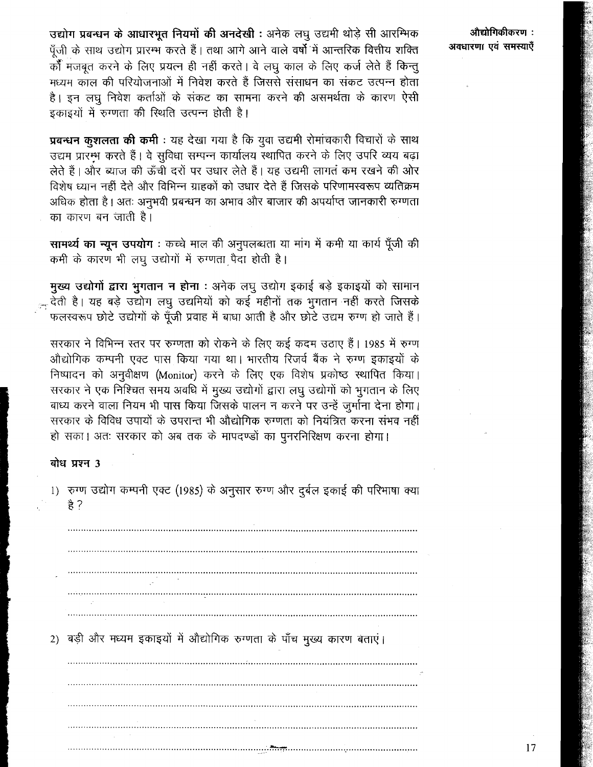**उद्योग प्रबन्धन के आधारभूत नियमों की अनदेखी :** अनेक लघु उद्यमी थोड़े सी आरम्भिक पूँजी के साथ उद्योग प्रारम्भ करते हैं। तथा आगे आने वाले वर्षों में आन्तरिक वित्तीय शक्ति को मजबूत करने के लिए प्रयत्न ही नहीं करते। वे लघु काल के लिए कर्ज लेते हैं किन्तु मध्यम काल की परियोजनाओं में निवेश करते हैं जिससे संसाधन का संकट उत्पन्न होता है। इन लघु निवेश कर्ताओं के संकट का सामना करने की असमर्थता के कारण ऐसी इकाइयों में रुग्णता की स्थिति उत्पन्न होती है।

**प्रबन्धन कुशलता की कमी :** यह देखा गया है कि युवा उद्यमी रोमांचकारी विचारों के साथ उद्यम प्रारम्भ करते हैं। वे सुविधा सम्पन्न कार्यालय स्थापित करने के लिए उपरि व्यय बढ़ा लेते हैं। और ब्याज की ऊँची दरों पर उधार लेते हैं। यह उद्यमी लागत कम रखने की ओर विशेष ध्यान नहीं देते और विभिन्न ग्राहकों को उधार देते हैं जिसके परिणामस्वरूप व्यतिक्रम अधिक होता है। अतः अनुभवी प्रबन्धन का अभाव और बाजार की अपर्याप्त जानकारी रुग्णता का कारण बन जाती है।

**सामर्थ्य का न्यून उपयोग :** कच्चे माल की अनुपलब्धता या मांग में कमी या कार्य पूँजी की कमी के कारण भी लघु उद्योगों में रुग्णता पैदा होती है।

**मुख्य उद्योगों द्वारा भुगतान न होना :** अनेक लघु उद्योग इकाई बड़े इकाइयों को सामान देती है। यह बड़े उद्योग लघु उद्यमियों को कई महीनों तक भुगतान नहीं करते जिसके फलस्वरूप छोटे उद्योगों के पूँजी प्रवाह में बाधा आती है और छोटे उद्यम रुग्ण हो जाते हैं।

सरकार ने विभिन्न स्तर पर रुग्णता को रोकने के लिए कई कदम उठाए हैं। 1985 में रुग्ण औद्योगिक कम्पनी एक्ट पास किया गया था। भारतीय रिजर्व बैंक ने रुग्ण इकाइयों के निष्पादन को अनुवीक्षण (Monitor) करने के लिए एक विशेष प्रकोष्ठ स्थापित किया। सरकार ने एक निश्चित समय अवधि में मुख्य उद्योगों द्वारा लघु उद्योगों को भुगतान के लिए बाध्य करने वाला नियम भी पास किया जिसके पालन न करने पर उन्हें जुर्माना देना होगा। सरकार के विविध उपायों के उपरान्त भी औद्योगिक रुग्णता को नियंत्रित करना संभव नहीं हो सका। अतः सरकार को अब तक के मापदण्डों का पुनरनिरिक्षण करना होगा।

### बोध प्रश्न 3

1) रुग्ण उद्योग कम्पनी एक्ट (1985) के अनुसार रुग्ण और दुर्बल इकाई की परिभाषा क्या है ?

..............................................................................................................

..............................................................................................................

..............................................................................................................

..............................................................................................................

..............................................................................................................

2) बड़ी और मध्यम इकाइयों में औद्योगिक रुग्णता के पाँच मुख्य कारण बताएं।

..............................................................................................................

..............................................................................................................

..............................................................................................................

..............................................................................................................

..............................................................................................................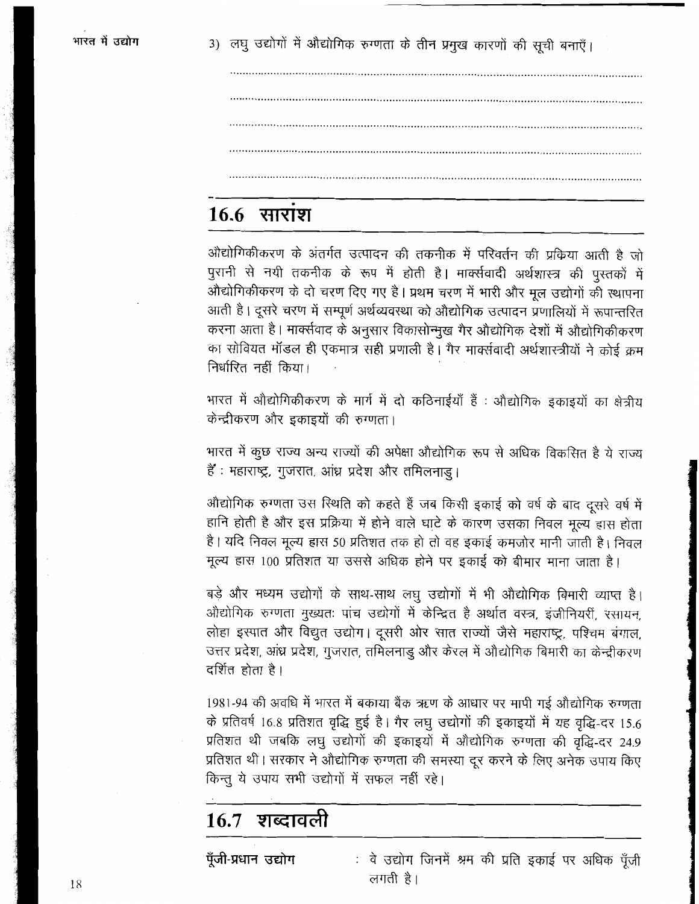3) लघु उद्योगों में औद्योगिक रुग्णता के तीन प्रमुख कारणों की सूची बनाएँ।

..................................................................................................................................

..................................................................................................................................

..................................................................................................................................

..................................................................................................................................

..................................................................................................................................

## 16.6 सारांश

औद्योगिकीकरण के अंतर्गत उत्पादन की तकनीक में परिवर्तन की प्रक्रिया आती है जो पुरानी से नयी तकनीक के रूप में होती है। मार्क्सवादी अर्थशास्त्र की पुस्तकों में औद्योगिकीकरण के दो चरण दिए गए है। प्रथम चरण में भारी और मूल उद्योगों की स्थापना आती है। दूसरे चरण में सम्पूर्ण अर्थव्यवस्था को औद्योगिक उत्पादन प्रणालियों में रूपान्तरित करना आता है। मार्क्सवाद के अनुसार विकासोन्मुख गैर औद्योगिक देशों में औद्योगिकीकरण का सोवियत मॉडल ही एकमात्र सही प्रणाली है। गैर मार्क्सवादी अर्थशास्त्रीयों ने कोई क्रम निर्धारित नहीं किया।

भारत में औद्योगिकीकरण के मार्ग में दो कठिनाईयाँ हैं : औद्योगिक इकाइयों का क्षेत्रीय केन्द्रीकरण और इकाइयों की रुग्णता।

भारत में कुछ राज्य अन्य राज्यों की अपेक्षा औद्योगिक रूप से अधिक विकसित है ये राज्य हैं : महाराष्ट्र, गुजरात, आंध्र प्रदेश और तमिलनाडु।

औद्योगिक रुग्णता उस स्थिति को कहते हैं जब किसी इकाई को वर्ष के बाद दूसरे वर्ष में हानि होती है और इस प्रक्रिया में होने वाले घाटे के कारण उसका निवल मूल्य ह्रास होता है। यदि निवल मूल्य ह्रास 50 प्रतिशत तक हो तो वह इकाई कमजोर मानी जाती है। निवल मूल्य ह्रास 100 प्रतिशत या उससे अधिक होने पर इकाई को बीमार माना जाता है।

बड़े और मध्यम उद्योगों के साथ-साथ लघु उद्योगों में भी औद्योगिक बिमारी व्याप्त है। औद्योगिक रुग्णता मुख्यतः पांच उद्योगों में केन्द्रित है अर्थात वस्त्र, इंजीनियरी, रसायन, लोहा इस्पात और विद्युत उद्योग। दूसरी ओर सात राज्यों जैसे महाराष्ट्र, पश्चिम बंगाल, उत्तर प्रदेश, आंध्र प्रदेश, गुजरात, तमिलनाडु और केरल में औद्योगिक बिमारी का केन्द्रीकरण दर्शित होता है।

1981-94 की अवधि में भारत में बकाया बैंक ऋण के आधार पर मापी गई औद्योगिक रुग्णता के प्रतिवर्ष 16.8 प्रतिशत वृद्धि हुई है। गैर लघु उद्योगों की इकाइयों में यह वृद्धि-दर 15.6 प्रतिशत थी जबकि लघु उद्योगों की इकाइयों में औद्योगिक रुग्णता की वृद्धि-दर 24.9 प्रतिशत थी। सरकार ने औद्योगिक रुग्णता की समस्या दूर करने के लिए अनेक उपाय किए किन्तु ये उपाय सभी उद्योगों में सफल नहीं रहे।

## 16.7 शब्दावली

**पूँजी-प्रधान उद्योग** : वे उद्योग जिनमें श्रम की प्रति इकाई पर अधिक पूँजी लगती है।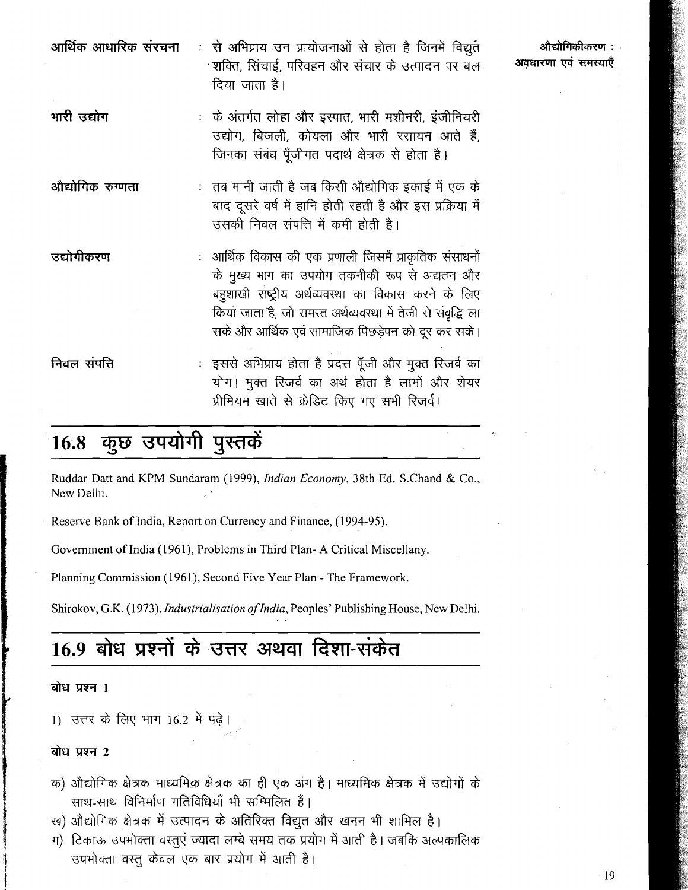**आर्थिक आधारिक संरचना** : से अभिप्राय उन प्रायोजनाओं से होता है जिनमें विद्युत शक्ति, सिंचाई, परिवहन और संचार के उत्पादन पर बल दिया जाता है।

**भारी उद्योग** : के अंतर्गत लोहा और इस्पात, भारी मशीनरी, इंजीनियरी उद्योग, बिजली, कोयला और भारी रसायन आते हैं, जिनका संबंध पूँजीगत पदार्थ क्षेत्रक से होता है।

**औद्योगिक रुग्णता** : तब मानी जाती है जब किसी औद्योगिक इकाई में एक के बाद दूसरे वर्ष में हानि होती रहती है और इस प्रक्रिया में उसकी निवल संपत्ति में कमी होती है।

**उद्योगीकरण** : आर्थिक विकास की एक प्रणाली जिसमें प्राकृतिक संसाधनों के मुख्य भाग का उपयोग तकनीकी रूप से अद्यतन और बहुशाखी राष्ट्रीय अर्थव्यवस्था का विकास करने के लिए किया जाता है, जो समस्त अर्थव्यवस्था में तेजी से संवृद्धि ला सके और आर्थिक एवं सामाजिक पिछड़ेपन को दूर कर सके।

**निवल संपत्ति** : इससे अभिप्राय होता है प्रदत्त पूँजी और मुक्त रिजर्व का योग। मुक्त रिजर्व का अर्थ होता है लाभों और शेयर प्रीमियम खाते से क्रेडिट किए गए सभी रिजर्व।

## 16.8 कुछ उपयोगी पुस्तकें

Ruddar Datt and KPM Sundaram (1999), *Indian Economy*, 38th Ed. S.Chand & Co., New Delhi.

Reserve Bank of India, Report on Currency and Finance, (1994-95).

Government of India (1961), Problems in Third Plan- A Critical Miscellany.

Planning Commission (1961), Second Five Year Plan - The Framework.

Shirokov, G.K. (1973), *Industrialisation of India*, Peoples' Publishing House, New Delhi.

## 16.9 बोध प्रश्नों के उत्तर अथवा दिशा-संकेत

**बोध प्रश्न 1**

1) उत्तर के लिए भाग 16.2 में पढ़े।

**बोध प्रश्न 2**

क) औद्योगिक क्षेत्रक माध्यमिक क्षेत्रक का ही एक अंग है। माध्यमिक क्षेत्रक में उद्योगों के साथ-साथ विनिर्माण गतिविधियाँ भी सम्मिलित हैं।

ख) औद्योगिक क्षेत्रक में उत्पादन के अतिरिक्त विद्युत और खनन भी शामिल है।

ग) टिकाऊ उपभोक्ता वस्तुएं ज्यादा लम्बे समय तक प्रयोग में आती है। जबकि अल्पकालिक उपभोक्ता वस्तु केवल एक बार प्रयोग में आती है।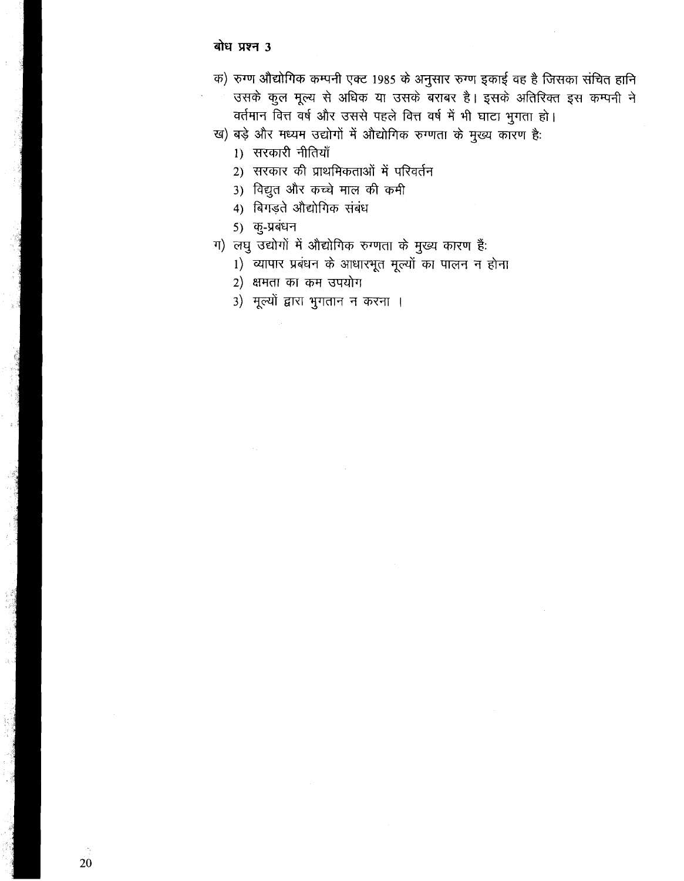**बोध प्रश्न 3**

क) रुग्ण औद्योगिक कम्पनी एक्ट 1985 के अनुसार रुग्ण इकाई वह है जिसका संचित हानि उसके कुल मूल्य से अधिक या उसके बराबर है। इसके अतिरिक्त इस कम्पनी ने वर्तमान वित्त वर्ष और उससे पहले वित्त वर्ष में भी घाटा भुगता हो।

ख) बड़े और मध्यम उद्योगों में औद्योगिक रुग्णता के मुख्य कारण है:

1) सरकारी नीतियाँ
2) सरकार की प्राथमिकताओं में परिवर्तन
3) विद्युत और कच्चे माल की कमी
4) बिगड़ते औद्योगिक संबंध
5) कु-प्रबंधन

ग) लघु उद्योगों में औद्योगिक रुग्णता के मुख्य कारण हैं:

1) व्यापार प्रबंधन के आधारभूत मूल्यों का पालन न होना
2) क्षमता का कम उपयोग
3) मूल्यों द्वारा भुगतान न करना ।